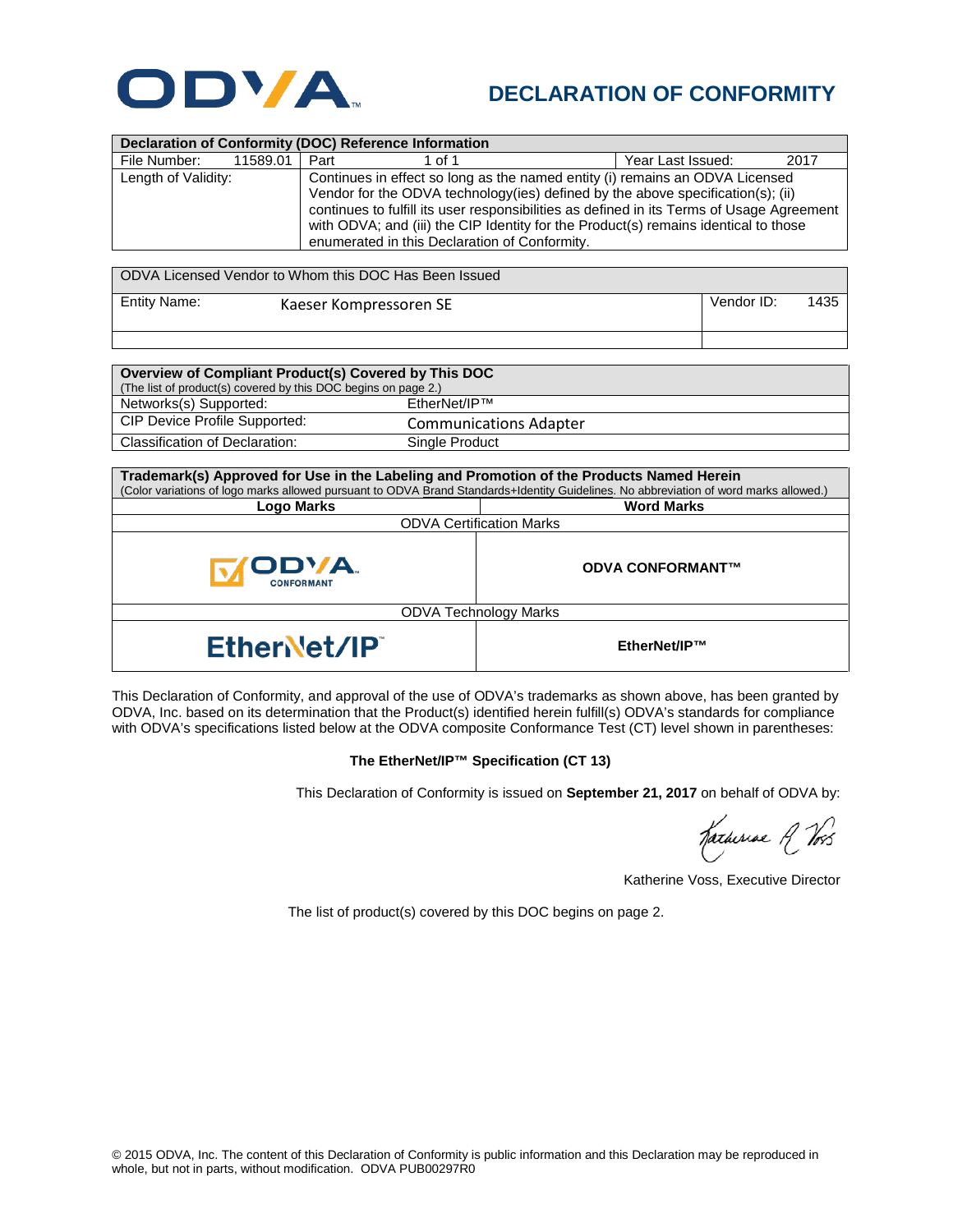ODVA

# DECLARATION OF CONFORMITY

| Declaration of Conformity (DOC) Reference Information | | | |
|---|---|---|---|
| File Number: 11589.01 | Part 1 of 1 | | Year Last Issued: 2017 |
| Length of Validity: | Continues in effect so long as the named entity (i) remains an ODVA Licensed Vendor for the ODVA technology(ies) defined by the above specification(s); (ii) continues to fulfill its user responsibilities as defined in its Terms of Usage Agreement with ODVA; and (iii) the CIP Identity for the Product(s) remains identical to those enumerated in this Declaration of Conformity. | | |

| ODVA Licensed Vendor to Whom this DOC Has Been Issued | |
|---|---|
| Entity Name: Kaeser Kompressoren SE | Vendor ID: 1435 |

| Overview of Compliant Product(s) Covered by This DOC (The list of product(s) covered by this DOC begins on page 2.) | |
|---|---|
| Networks(s) Supported: | EtherNet/IP™ |
| CIP Device Profile Supported: | Communications Adapter |
| Classification of Declaration: | Single Product |

| Trademark(s) Approved for Use in the Labeling and Promotion of the Products Named Herein (Color variations of logo marks allowed pursuant to ODVA Brand Standards+Identity Guidelines. No abbreviation of word marks allowed.) | |
|---|---|
| **Logo Marks** | **Word Marks** |
| ODVA Certification Marks | |
| ODVA CONFORMANT | **ODVA CONFORMANT™** |
| ODVA Technology Marks | |
| EtherNet/IP | **EtherNet/IP™** |

This Declaration of Conformity, and approval of the use of ODVA's trademarks as shown above, has been granted by ODVA, Inc. based on its determination that the Product(s) identified herein fulfill(s) ODVA's standards for compliance with ODVA's specifications listed below at the ODVA composite Conformance Test (CT) level shown in parentheses:

**The EtherNet/IP™ Specification (CT 13)**

This Declaration of Conformity is issued on **September 21, 2017** on behalf of ODVA by:

Katherine Voss, Executive Director

The list of product(s) covered by this DOC begins on page 2.

© 2015 ODVA, Inc. The content of this Declaration of Conformity is public information and this Declaration may be reproduced in whole, but not in parts, without modification. ODVA PUB00297R0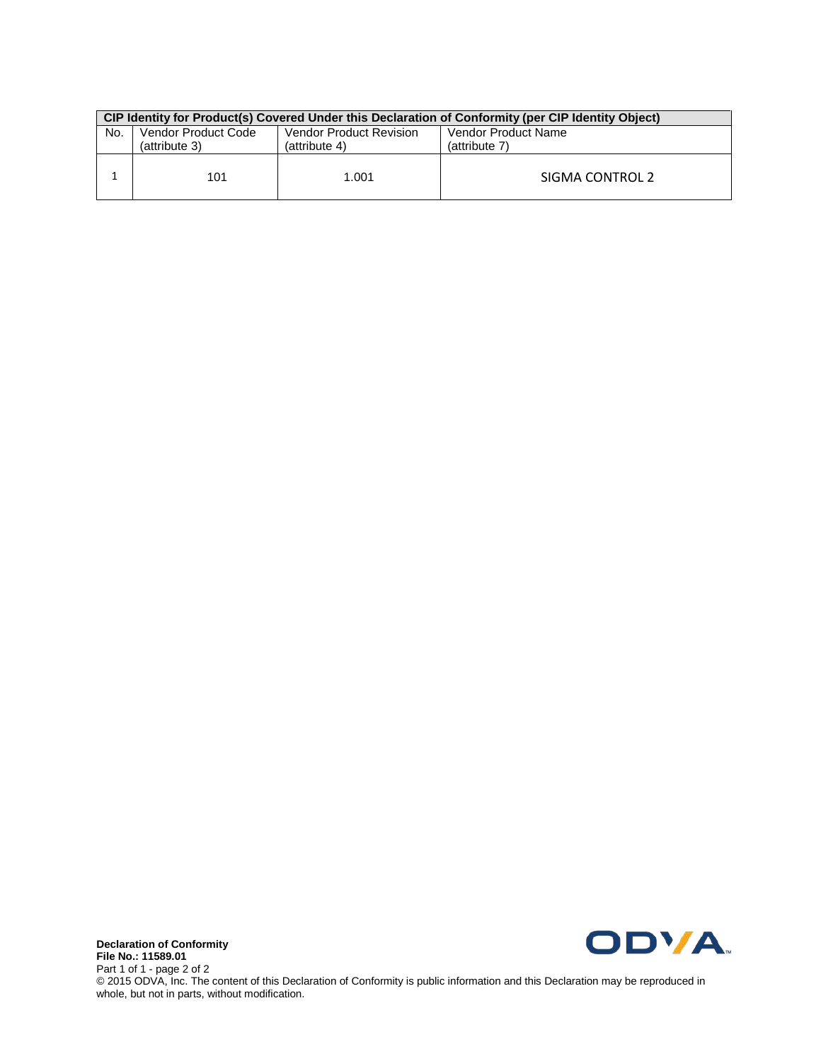| CIP Identity for Product(s) Covered Under this Declaration of Conformity (per CIP Identity Object) | | | |
|---|---|---|---|
| No. | Vendor Product Code (attribute 3) | Vendor Product Revision (attribute 4) | Vendor Product Name (attribute 7) |
| 1 | 101 | 1.001 | SIGMA CONTROL 2 |

**Declaration of Conformity**
**File No.: 11589.01**
Part 1 of 1 - page 2 of 2
© 2015 ODVA, Inc. The content of this Declaration of Conformity is public information and this Declaration may be reproduced in whole, but not in parts, without modification.